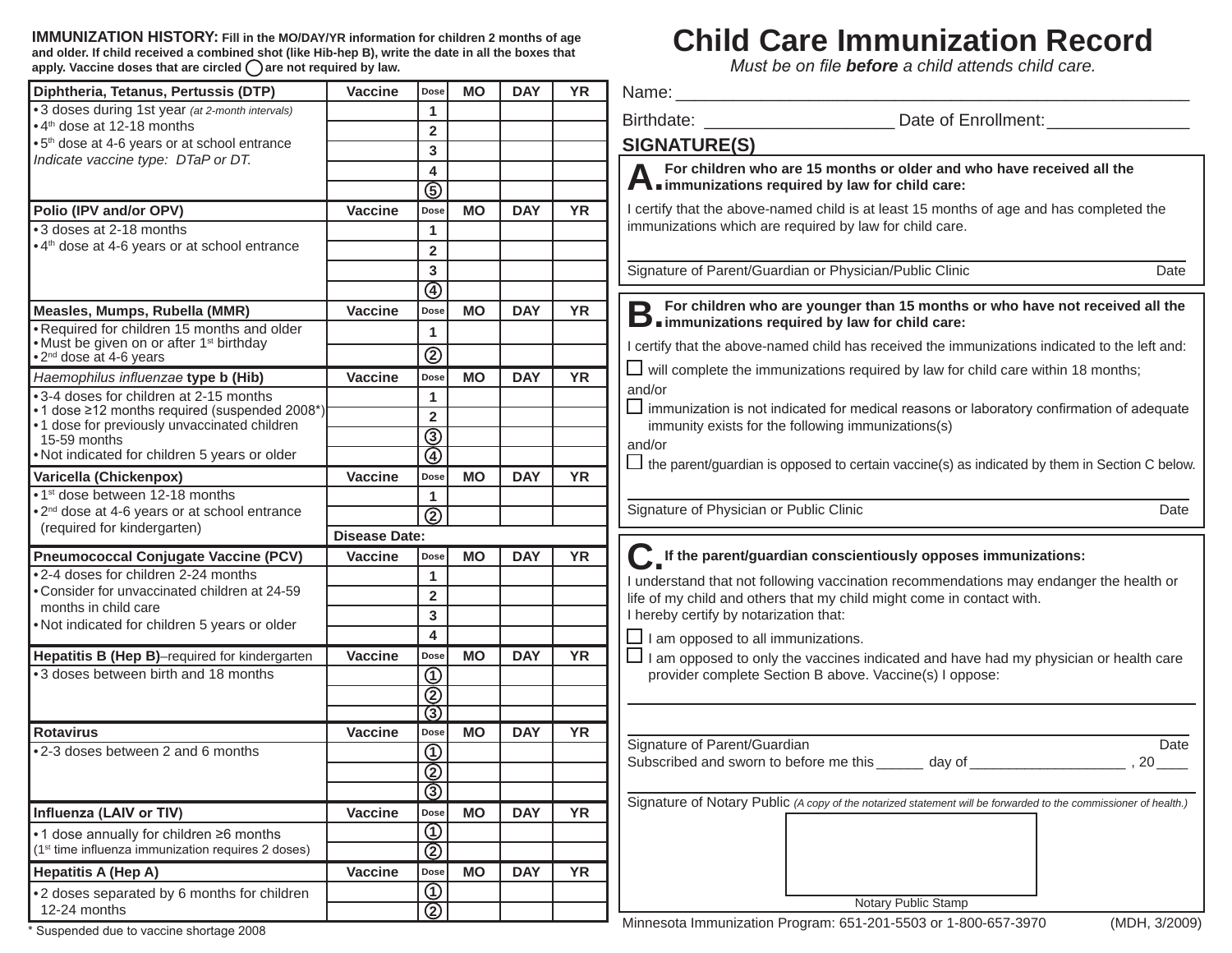# Child Care Immunization Record

*Must be on file **before** a child attends child care.*

**IMMUNIZATION HISTORY:** **Fill in the MO/DAY/YR information for children 2 months of age and older. If child received a combined shot (like Hib-hep B), write the date in all the boxes that apply. Vaccine doses that are circled ◯ are not required by law.**

| Diphtheria, Tetanus, Pertussis (DTP) | Vaccine | Dose | MO | DAY | YR |
|---|---|---|---|---|---|
| • 3 doses during 1st year *(at 2-month intervals)*<br>• 4th dose at 12-18 months<br>• 5th dose at 4-6 years or at school entrance<br>*Indicate vaccine type: DTaP or DT.* | | 1 | | | |
| | | 2 | | | |
| | | 3 | | | |
| | | 4 | | | |
| | | ⑤ | | | |

| Polio (IPV and/or OPV) | Vaccine | Dose | MO | DAY | YR |
|---|---|---|---|---|---|
| • 3 doses at 2-18 months<br>• 4th dose at 4-6 years or at school entrance | | 1 | | | |
| | | 2 | | | |
| | | 3 | | | |
| | | ④ | | | |

| Measles, Mumps, Rubella (MMR) | Vaccine | Dose | MO | DAY | YR |
|---|---|---|---|---|---|
| • Required for children 15 months and older<br>• Must be given on or after 1st birthday<br>• 2nd dose at 4-6 years | | 1 | | | |
| | | ② | | | |

| *Haemophilus influenzae* type b (Hib) | Vaccine | Dose | MO | DAY | YR |
|---|---|---|---|---|---|
| • 3-4 doses for children at 2-15 months<br>• 1 dose ≥12 months required (suspended 2008*)<br>• 1 dose for previously unvaccinated children 15-59 months<br>• Not indicated for children 5 years or older | | 1 | | | |
| | | 2 | | | |
| | | ③ | | | |
| | | ④ | | | |

| Varicella (Chickenpox) | Vaccine | Dose | MO | DAY | YR |
|---|---|---|---|---|---|
| • 1st dose between 12-18 months<br>• 2nd dose at 4-6 years or at school entrance (required for kindergarten) | | 1 | | | |
| | | ② | | | |
| | Disease Date: | | | | |

| Pneumococcal Conjugate Vaccine (PCV) | Vaccine | Dose | MO | DAY | YR |
|---|---|---|---|---|---|
| • 2-4 doses for children 2-24 months<br>• Consider for unvaccinated children at 24-59 months in child care<br>• Not indicated for children 5 years or older | | 1 | | | |
| | | 2 | | | |
| | | 3 | | | |
| | | 4 | | | |

| Hepatitis B (Hep B)–required for kindergarten | Vaccine | Dose | MO | DAY | YR |
|---|---|---|---|---|---|
| • 3 doses between birth and 18 months | | ① | | | |
| | | ② | | | |
| | | ③ | | | |

| Rotavirus | Vaccine | Dose | MO | DAY | YR |
|---|---|---|---|---|---|
| • 2-3 doses between 2 and 6 months | | ① | | | |
| | | ② | | | |
| | | ③ | | | |

| Influenza (LAIV or TIV) | Vaccine | Dose | MO | DAY | YR |
|---|---|---|---|---|---|
| • 1 dose annually for children ≥6 months<br>(1st time influenza immunization requires 2 doses) | | ① | | | |
| | | ② | | | |

| Hepatitis A (Hep A) | Vaccine | Dose | MO | DAY | YR |
|---|---|---|---|---|---|
| • 2 doses separated by 6 months for children 12-24 months | | ① | | | |
| | | ② | | | |

\* Suspended due to vaccine shortage 2008

Name: ______________________________________________

Birthdate: ____________________ Date of Enrollment: _______________

## SIGNATURE(S)

### A. For children who are 15 months or older and who have received all the immunizations required by law for child care:

I certify that the above-named child is at least 15 months of age and has completed the immunizations which are required by law for child care.

______________________________________________

Signature of Parent/Guardian or Physician/Public Clinic — Date

### B. For children who are younger than 15 months or who have not received all the immunizations required by law for child care:

I certify that the above-named child has received the immunizations indicated to the left and:

☐ will complete the immunizations required by law for child care within 18 months;

and/or

☐ immunization is not indicated for medical reasons or laboratory confirmation of adequate immunity exists for the following immunizations(s)

and/or

☐ the parent/guardian is opposed to certain vaccine(s) as indicated by them in Section C below.

______________________________________________

Signature of Physician or Public Clinic — Date

### C. If the parent/guardian conscientiously opposes immunizations:

I understand that not following vaccination recommendations may endanger the health or life of my child and others that my child might come in contact with.
I hereby certify by notarization that:

☐ I am opposed to all immunizations.

☐ I am opposed to only the vaccines indicated and have had my physician or health care provider complete Section B above. Vaccine(s) I oppose:

______________________________________________

______________________________________________

Signature of Parent/Guardian — Date

Subscribed and sworn to before me this ______ day of ____________________ , 20____

______________________________________________

Signature of Notary Public *(A copy of the notarized statement will be forwarded to the commissioner of health.)*

Notary Public Stamp

Minnesota Immunization Program: 651-201-5503 or 1-800-657-3970 (MDH, 3/2009)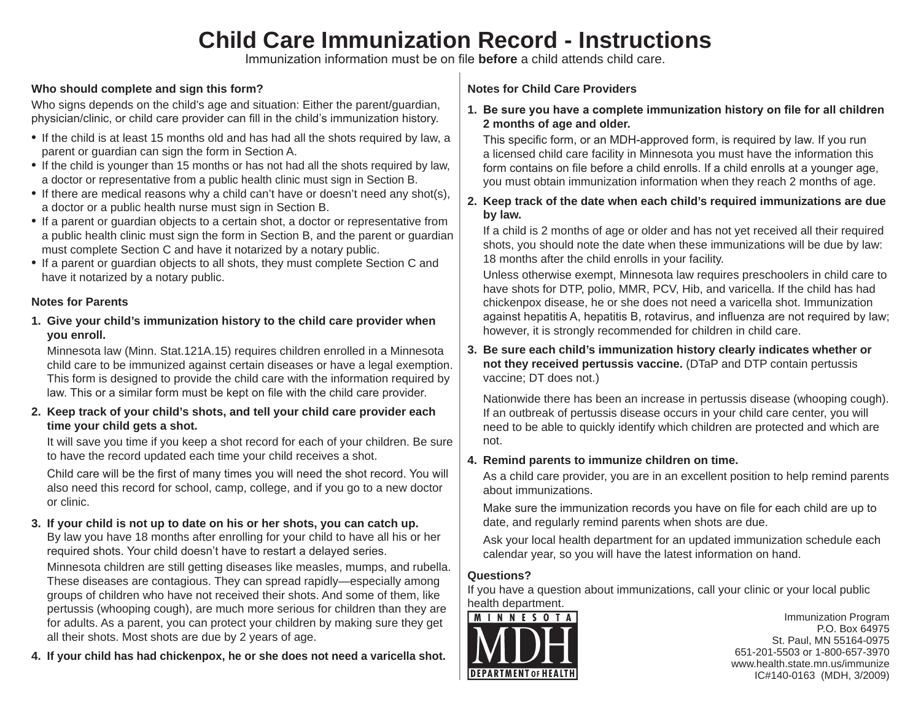# Child Care Immunization Record - Instructions

Immunization information must be on file **before** a child attends child care.

### Who should complete and sign this form?

Who signs depends on the child's age and situation: Either the parent/guardian, physician/clinic, or child care provider can fill in the child's immunization history.

- If the child is at least 15 months old and has had all the shots required by law, a parent or guardian can sign the form in Section A.
- If the child is younger than 15 months or has not had all the shots required by law, a doctor or representative from a public health clinic must sign in Section B.
- If there are medical reasons why a child can't have or doesn't need any shot(s), a doctor or a public health nurse must sign in Section B.
- If a parent or guardian objects to a certain shot, a doctor or representative from a public health clinic must sign the form in Section B, and the parent or guardian must complete Section C and have it notarized by a notary public.
- If a parent or guardian objects to all shots, they must complete Section C and have it notarized by a notary public.

### Notes for Parents

1. **Give your child's immunization history to the child care provider when you enroll.**

   Minnesota law (Minn. Stat.121A.15) requires children enrolled in a Minnesota child care to be immunized against certain diseases or have a legal exemption. This form is designed to provide the child care with the information required by law. This or a similar form must be kept on file with the child care provider.

2. **Keep track of your child's shots, and tell your child care provider each time your child gets a shot.**

   It will save you time if you keep a shot record for each of your children. Be sure to have the record updated each time your child receives a shot.

   Child care will be the first of many times you will need the shot record. You will also need this record for school, camp, college, and if you go to a new doctor or clinic.

3. **If your child is not up to date on his or her shots, you can catch up.** By law you have 18 months after enrolling for your child to have all his or her required shots. Your child doesn't have to restart a delayed series.

   Minnesota children are still getting diseases like measles, mumps, and rubella. These diseases are contagious. They can spread rapidly—especially among groups of children who have not received their shots. And some of them, like pertussis (whooping cough), are much more serious for children than they are for adults. As a parent, you can protect your children by making sure they get all their shots. Most shots are due by 2 years of age.

4. **If your child has had chickenpox, he or she does not need a varicella shot.**

### Notes for Child Care Providers

1. **Be sure you have a complete immunization history on file for all children 2 months of age and older.**

   This specific form, or an MDH-approved form, is required by law. If you run a licensed child care facility in Minnesota you must have the information this form contains on file before a child enrolls. If a child enrolls at a younger age, you must obtain immunization information when they reach 2 months of age.

2. **Keep track of the date when each child's required immunizations are due by law.**

   If a child is 2 months of age or older and has not yet received all their required shots, you should note the date when these immunizations will be due by law: 18 months after the child enrolls in your facility.

   Unless otherwise exempt, Minnesota law requires preschoolers in child care to have shots for DTP, polio, MMR, PCV, Hib, and varicella. If the child has had chickenpox disease, he or she does not need a varicella shot. Immunization against hepatitis A, hepatitis B, rotavirus, and influenza are not required by law; however, it is strongly recommended for children in child care.

3. **Be sure each child's immunization history clearly indicates whether or not they received pertussis vaccine.** (DTaP and DTP contain pertussis vaccine; DT does not.)

   Nationwide there has been an increase in pertussis disease (whooping cough). If an outbreak of pertussis disease occurs in your child care center, you will need to be able to quickly identify which children are protected and which are not.

4. **Remind parents to immunize children on time.**

   As a child care provider, you are in an excellent position to help remind parents about immunizations.

   Make sure the immunization records you have on file for each child are up to date, and regularly remind parents when shots are due.

   Ask your local health department for an updated immunization schedule each calendar year, so you will have the latest information on hand.

### Questions?

If you have a question about immunizations, call your clinic or your local public health department.

MINNESOTA MDH DEPARTMENT OF HEALTH

Immunization Program
P.O. Box 64975
St. Paul, MN 55164-0975
651-201-5503 or 1-800-657-3970
www.health.state.mn.us/immunize
IC#140-0163 (MDH, 3/2009)